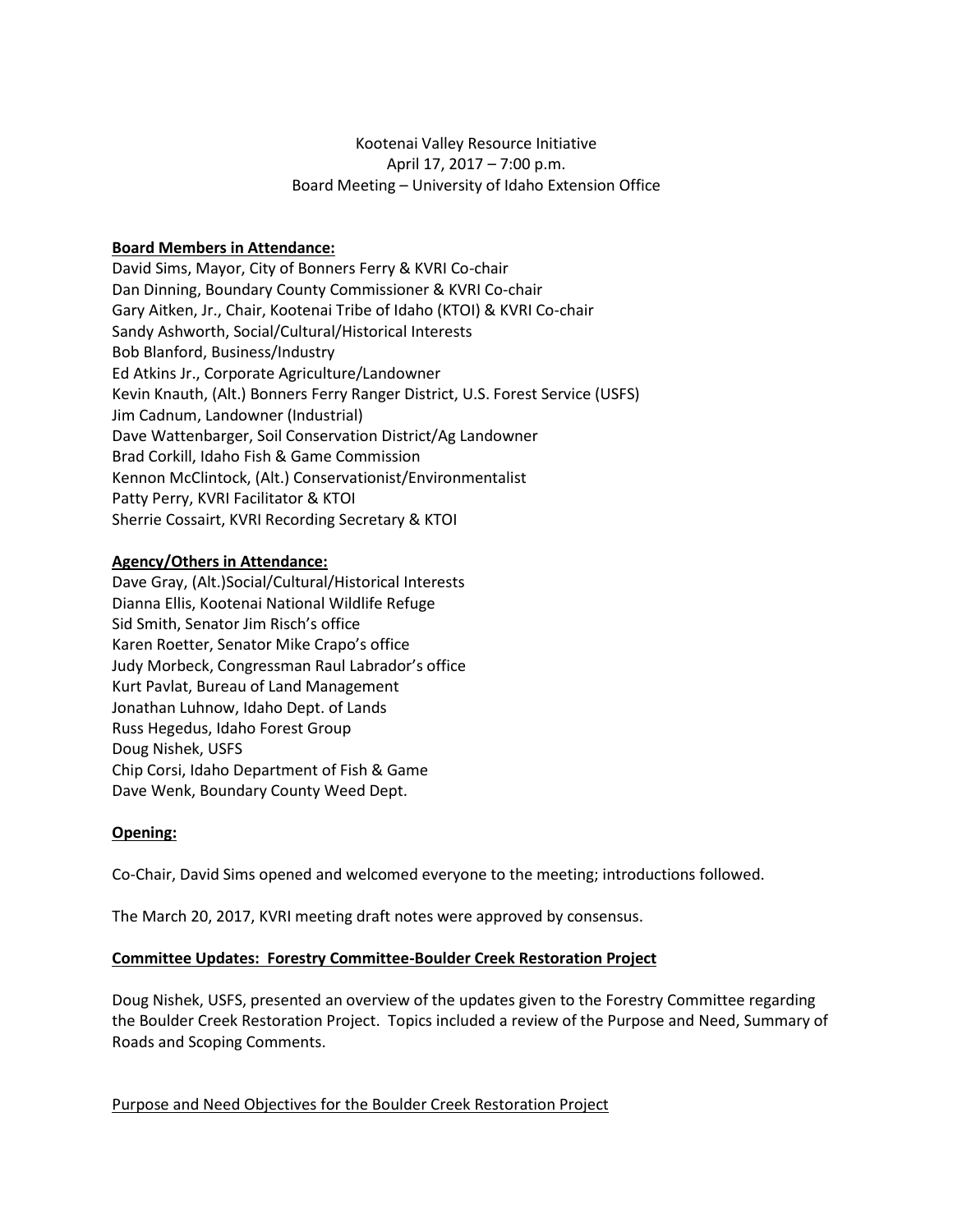Kootenai Valley Resource Initiative
April 17, 2017 – 7:00 p.m.
Board Meeting – University of Idaho Extension Office

**Board Members in Attendance:**

David Sims, Mayor, City of Bonners Ferry & KVRI Co-chair
Dan Dinning, Boundary County Commissioner & KVRI Co-chair
Gary Aitken, Jr., Chair, Kootenai Tribe of Idaho (KTOI) & KVRI Co-chair
Sandy Ashworth, Social/Cultural/Historical Interests
Bob Blanford, Business/Industry
Ed Atkins Jr., Corporate Agriculture/Landowner
Kevin Knauth, (Alt.) Bonners Ferry Ranger District, U.S. Forest Service (USFS)
Jim Cadnum, Landowner (Industrial)
Dave Wattenbarger, Soil Conservation District/Ag Landowner
Brad Corkill, Idaho Fish & Game Commission
Kennon McClintock, (Alt.) Conservationist/Environmentalist
Patty Perry, KVRI Facilitator & KTOI
Sherrie Cossairt, KVRI Recording Secretary & KTOI

**Agency/Others in Attendance:**

Dave Gray, (Alt.)Social/Cultural/Historical Interests
Dianna Ellis, Kootenai National Wildlife Refuge
Sid Smith, Senator Jim Risch's office
Karen Roetter, Senator Mike Crapo's office
Judy Morbeck, Congressman Raul Labrador's office
Kurt Pavlat, Bureau of Land Management
Jonathan Luhnow, Idaho Dept. of Lands
Russ Hegedus, Idaho Forest Group
Doug Nishek, USFS
Chip Corsi, Idaho Department of Fish & Game
Dave Wenk, Boundary County Weed Dept.

**Opening:**

Co-Chair, David Sims opened and welcomed everyone to the meeting; introductions followed.

The March 20, 2017, KVRI meeting draft notes were approved by consensus.

**Committee Updates: Forestry Committee-Boulder Creek Restoration Project**

Doug Nishek, USFS, presented an overview of the updates given to the Forestry Committee regarding the Boulder Creek Restoration Project. Topics included a review of the Purpose and Need, Summary of Roads and Scoping Comments.

Purpose and Need Objectives for the Boulder Creek Restoration Project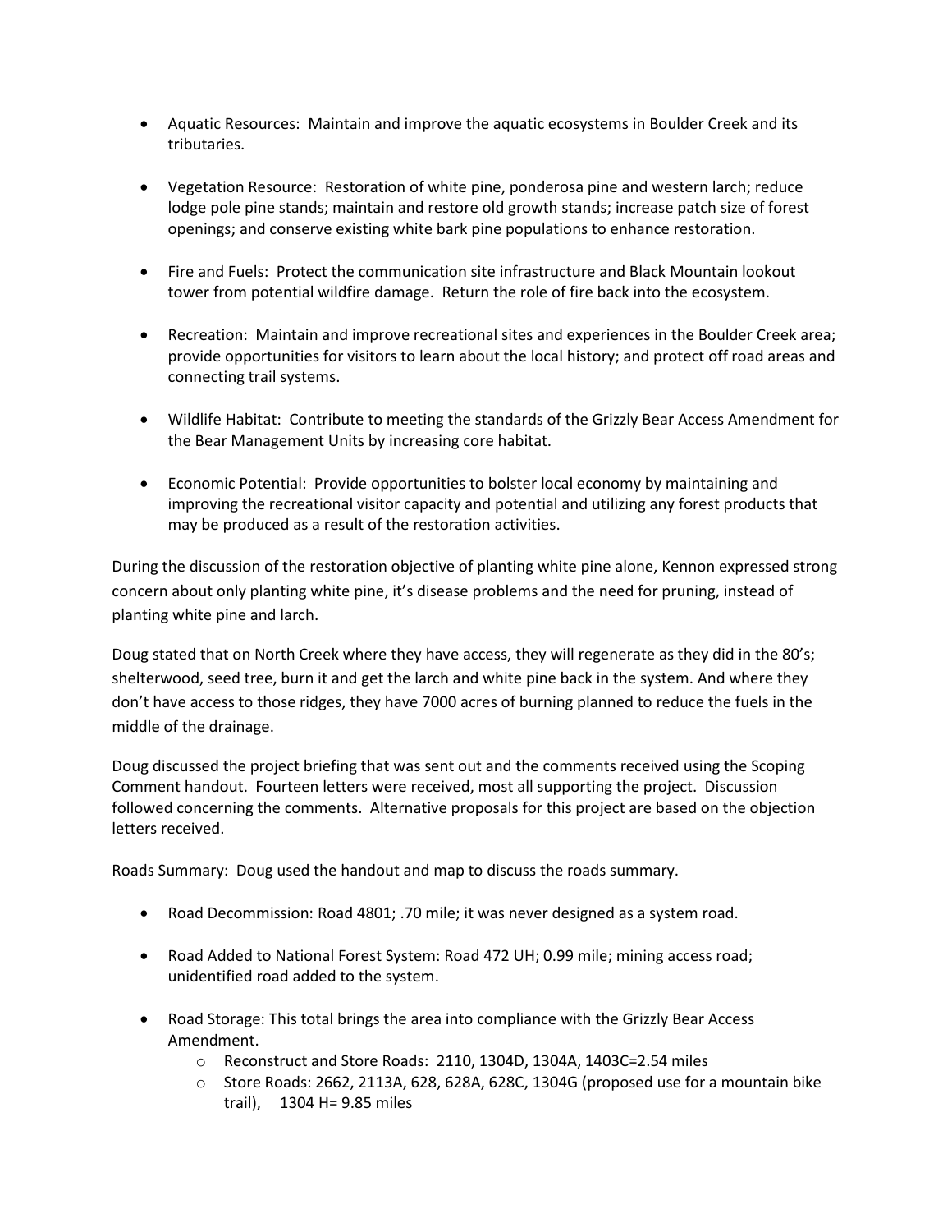- Aquatic Resources: Maintain and improve the aquatic ecosystems in Boulder Creek and its tributaries.

- Vegetation Resource: Restoration of white pine, ponderosa pine and western larch; reduce lodge pole pine stands; maintain and restore old growth stands; increase patch size of forest openings; and conserve existing white bark pine populations to enhance restoration.

- Fire and Fuels: Protect the communication site infrastructure and Black Mountain lookout tower from potential wildfire damage. Return the role of fire back into the ecosystem.

- Recreation: Maintain and improve recreational sites and experiences in the Boulder Creek area; provide opportunities for visitors to learn about the local history; and protect off road areas and connecting trail systems.

- Wildlife Habitat: Contribute to meeting the standards of the Grizzly Bear Access Amendment for the Bear Management Units by increasing core habitat.

- Economic Potential: Provide opportunities to bolster local economy by maintaining and improving the recreational visitor capacity and potential and utilizing any forest products that may be produced as a result of the restoration activities.

During the discussion of the restoration objective of planting white pine alone, Kennon expressed strong concern about only planting white pine, it's disease problems and the need for pruning, instead of planting white pine and larch.

Doug stated that on North Creek where they have access, they will regenerate as they did in the 80's; shelterwood, seed tree, burn it and get the larch and white pine back in the system. And where they don't have access to those ridges, they have 7000 acres of burning planned to reduce the fuels in the middle of the drainage.

Doug discussed the project briefing that was sent out and the comments received using the Scoping Comment handout. Fourteen letters were received, most all supporting the project. Discussion followed concerning the comments. Alternative proposals for this project are based on the objection letters received.

Roads Summary: Doug used the handout and map to discuss the roads summary.

- Road Decommission: Road 4801; .70 mile; it was never designed as a system road.

- Road Added to National Forest System: Road 472 UH; 0.99 mile; mining access road; unidentified road added to the system.

- Road Storage: This total brings the area into compliance with the Grizzly Bear Access Amendment.
  - Reconstruct and Store Roads: 2110, 1304D, 1304A, 1403C=2.54 miles
  - Store Roads: 2662, 2113A, 628, 628A, 628C, 1304G (proposed use for a mountain bike trail), 1304 H= 9.85 miles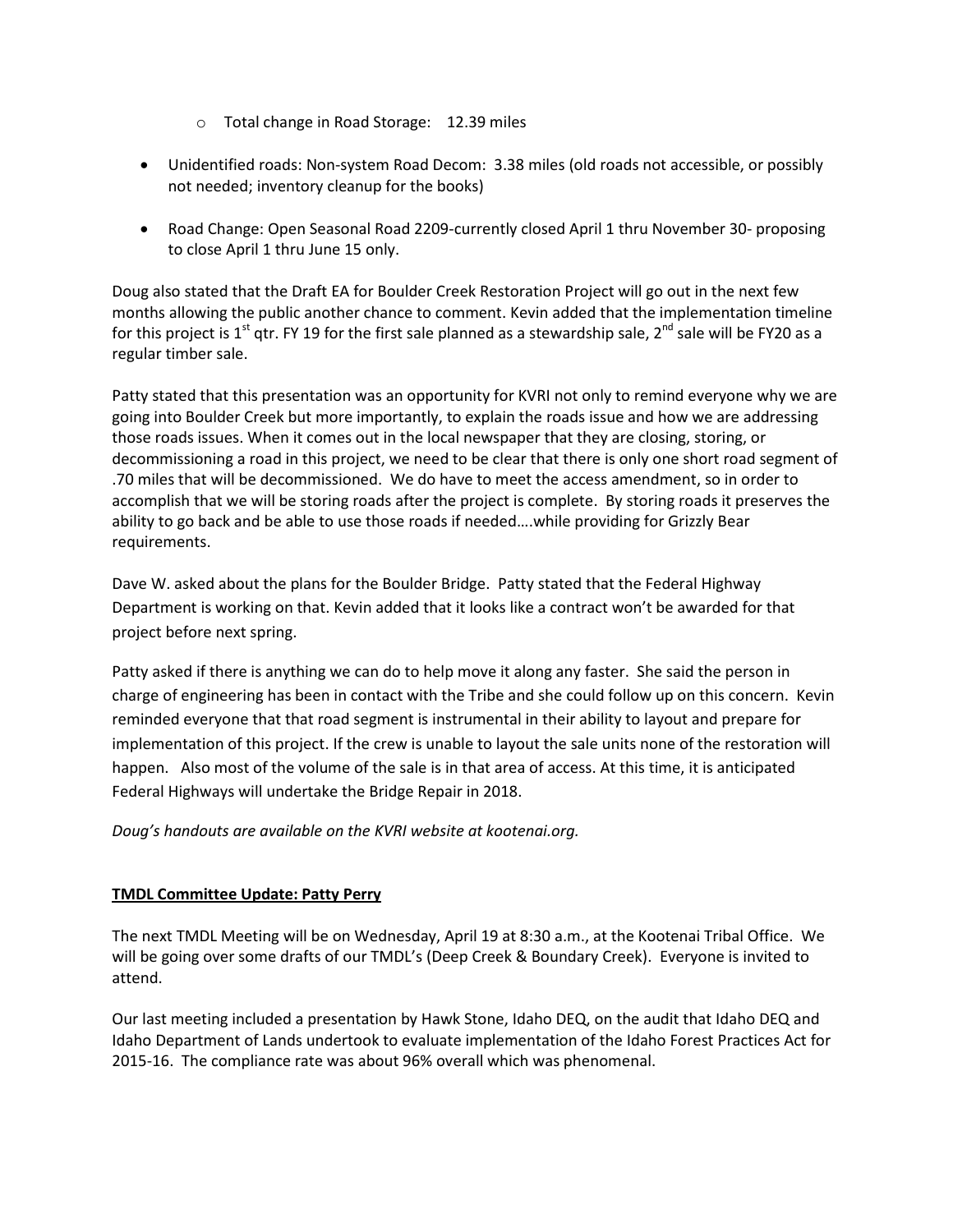- Total change in Road Storage: 12.39 miles

- Unidentified roads: Non-system Road Decom: 3.38 miles (old roads not accessible, or possibly not needed; inventory cleanup for the books)

- Road Change: Open Seasonal Road 2209-currently closed April 1 thru November 30- proposing to close April 1 thru June 15 only.

Doug also stated that the Draft EA for Boulder Creek Restoration Project will go out in the next few months allowing the public another chance to comment. Kevin added that the implementation timeline for this project is 1st qtr. FY 19 for the first sale planned as a stewardship sale, 2nd sale will be FY20 as a regular timber sale.

Patty stated that this presentation was an opportunity for KVRI not only to remind everyone why we are going into Boulder Creek but more importantly, to explain the roads issue and how we are addressing those roads issues. When it comes out in the local newspaper that they are closing, storing, or decommissioning a road in this project, we need to be clear that there is only one short road segment of .70 miles that will be decommissioned. We do have to meet the access amendment, so in order to accomplish that we will be storing roads after the project is complete. By storing roads it preserves the ability to go back and be able to use those roads if needed….while providing for Grizzly Bear requirements.

Dave W. asked about the plans for the Boulder Bridge. Patty stated that the Federal Highway Department is working on that. Kevin added that it looks like a contract won't be awarded for that project before next spring.

Patty asked if there is anything we can do to help move it along any faster. She said the person in charge of engineering has been in contact with the Tribe and she could follow up on this concern. Kevin reminded everyone that that road segment is instrumental in their ability to layout and prepare for implementation of this project. If the crew is unable to layout the sale units none of the restoration will happen. Also most of the volume of the sale is in that area of access. At this time, it is anticipated Federal Highways will undertake the Bridge Repair in 2018.

*Doug's handouts are available on the KVRI website at kootenai.org.*

**TMDL Committee Update: Patty Perry**

The next TMDL Meeting will be on Wednesday, April 19 at 8:30 a.m., at the Kootenai Tribal Office. We will be going over some drafts of our TMDL's (Deep Creek & Boundary Creek). Everyone is invited to attend.

Our last meeting included a presentation by Hawk Stone, Idaho DEQ, on the audit that Idaho DEQ and Idaho Department of Lands undertook to evaluate implementation of the Idaho Forest Practices Act for 2015-16. The compliance rate was about 96% overall which was phenomenal.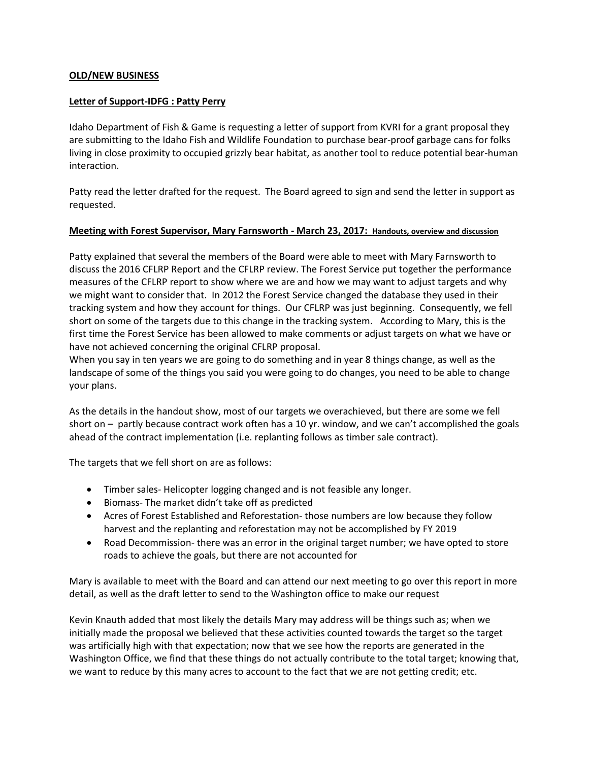**OLD/NEW BUSINESS**

**Letter of Support-IDFG : Patty Perry**

Idaho Department of Fish & Game is requesting a letter of support from KVRI for a grant proposal they are submitting to the Idaho Fish and Wildlife Foundation to purchase bear-proof garbage cans for folks living in close proximity to occupied grizzly bear habitat, as another tool to reduce potential bear-human interaction.

Patty read the letter drafted for the request. The Board agreed to sign and send the letter in support as requested.

**Meeting with Forest Supervisor, Mary Farnsworth - March 23, 2017: Handouts, overview and discussion**

Patty explained that several the members of the Board were able to meet with Mary Farnsworth to discuss the 2016 CFLRP Report and the CFLRP review. The Forest Service put together the performance measures of the CFLRP report to show where we are and how we may want to adjust targets and why we might want to consider that. In 2012 the Forest Service changed the database they used in their tracking system and how they account for things. Our CFLRP was just beginning. Consequently, we fell short on some of the targets due to this change in the tracking system. According to Mary, this is the first time the Forest Service has been allowed to make comments or adjust targets on what we have or have not achieved concerning the original CFLRP proposal.
When you say in ten years we are going to do something and in year 8 things change, as well as the landscape of some of the things you said you were going to do changes, you need to be able to change your plans.

As the details in the handout show, most of our targets we overachieved, but there are some we fell short on – partly because contract work often has a 10 yr. window, and we can't accomplished the goals ahead of the contract implementation (i.e. replanting follows as timber sale contract).

The targets that we fell short on are as follows:

- Timber sales- Helicopter logging changed and is not feasible any longer.
- Biomass- The market didn't take off as predicted
- Acres of Forest Established and Reforestation- those numbers are low because they follow harvest and the replanting and reforestation may not be accomplished by FY 2019
- Road Decommission- there was an error in the original target number; we have opted to store roads to achieve the goals, but there are not accounted for

Mary is available to meet with the Board and can attend our next meeting to go over this report in more detail, as well as the draft letter to send to the Washington office to make our request

Kevin Knauth added that most likely the details Mary may address will be things such as; when we initially made the proposal we believed that these activities counted towards the target so the target was artificially high with that expectation; now that we see how the reports are generated in the Washington Office, we find that these things do not actually contribute to the total target; knowing that, we want to reduce by this many acres to account to the fact that we are not getting credit; etc.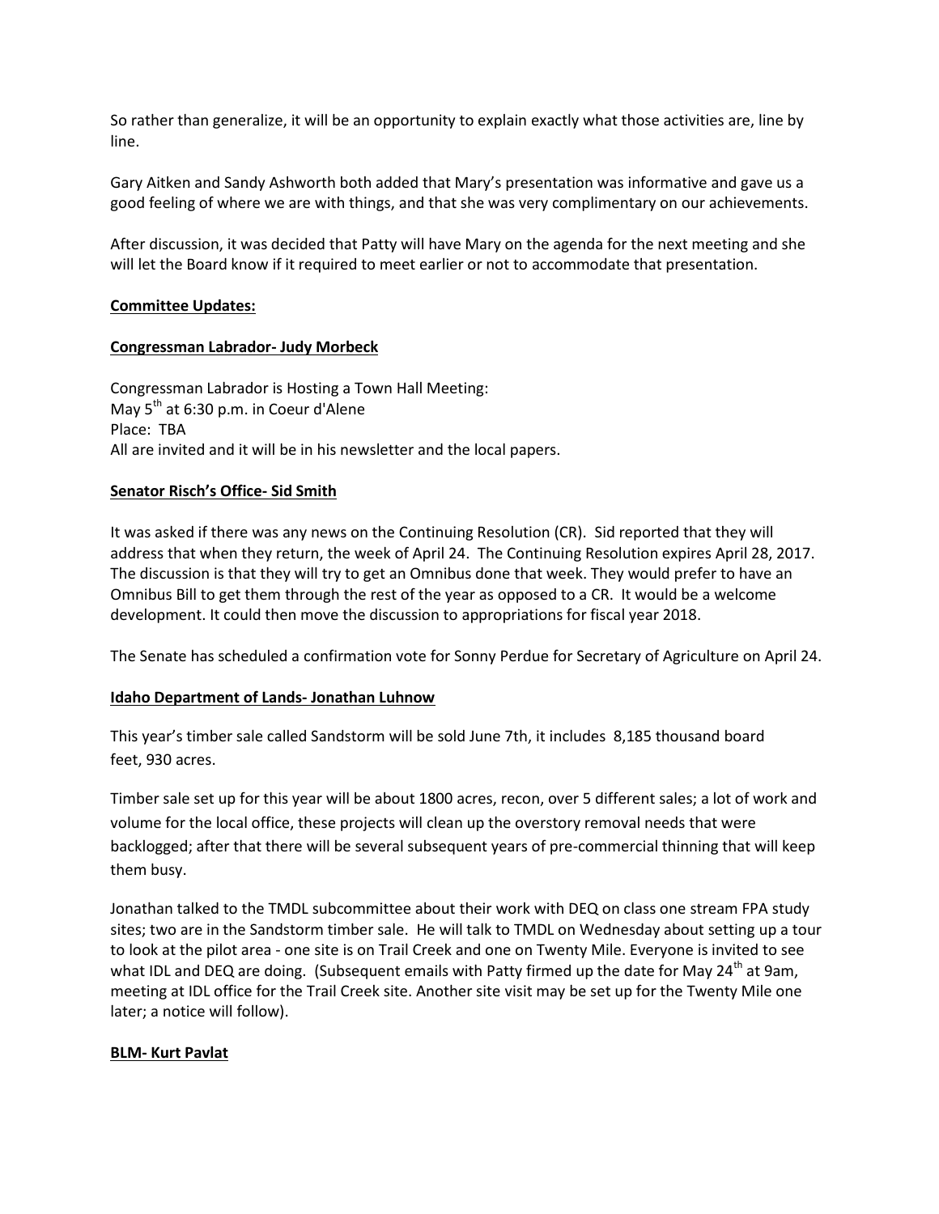So rather than generalize, it will be an opportunity to explain exactly what those activities are, line by line.

Gary Aitken and Sandy Ashworth both added that Mary's presentation was informative and gave us a good feeling of where we are with things, and that she was very complimentary on our achievements.

After discussion, it was decided that Patty will have Mary on the agenda for the next meeting and she will let the Board know if it required to meet earlier or not to accommodate that presentation.

**Committee Updates:**

**Congressman Labrador- Judy Morbeck**

Congressman Labrador is Hosting a Town Hall Meeting:
May 5th at 6:30 p.m. in Coeur d'Alene
Place: TBA
All are invited and it will be in his newsletter and the local papers.

**Senator Risch's Office- Sid Smith**

It was asked if there was any news on the Continuing Resolution (CR). Sid reported that they will address that when they return, the week of April 24. The Continuing Resolution expires April 28, 2017. The discussion is that they will try to get an Omnibus done that week. They would prefer to have an Omnibus Bill to get them through the rest of the year as opposed to a CR. It would be a welcome development. It could then move the discussion to appropriations for fiscal year 2018.

The Senate has scheduled a confirmation vote for Sonny Perdue for Secretary of Agriculture on April 24.

**Idaho Department of Lands- Jonathan Luhnow**

This year's timber sale called Sandstorm will be sold June 7th, it includes 8,185 thousand board feet, 930 acres.

Timber sale set up for this year will be about 1800 acres, recon, over 5 different sales; a lot of work and volume for the local office, these projects will clean up the overstory removal needs that were backlogged; after that there will be several subsequent years of pre-commercial thinning that will keep them busy.

Jonathan talked to the TMDL subcommittee about their work with DEQ on class one stream FPA study sites; two are in the Sandstorm timber sale. He will talk to TMDL on Wednesday about setting up a tour to look at the pilot area - one site is on Trail Creek and one on Twenty Mile. Everyone is invited to see what IDL and DEQ are doing. (Subsequent emails with Patty firmed up the date for May 24th at 9am, meeting at IDL office for the Trail Creek site. Another site visit may be set up for the Twenty Mile one later; a notice will follow).

**BLM- Kurt Pavlat**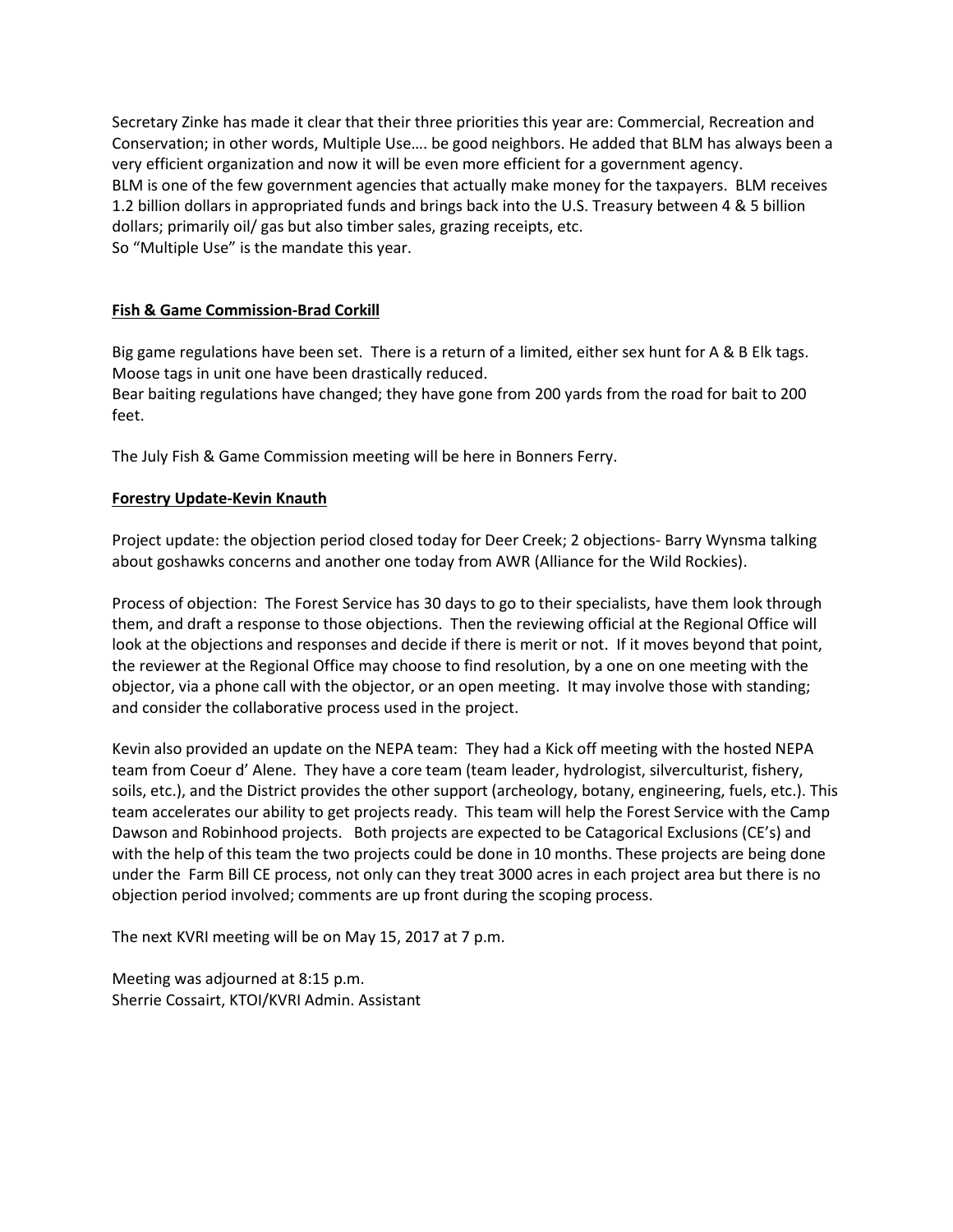Secretary Zinke has made it clear that their three priorities this year are: Commercial, Recreation and Conservation; in other words, Multiple Use…. be good neighbors. He added that BLM has always been a very efficient organization and now it will be even more efficient for a government agency.
BLM is one of the few government agencies that actually make money for the taxpayers. BLM receives 1.2 billion dollars in appropriated funds and brings back into the U.S. Treasury between 4 & 5 billion dollars; primarily oil/ gas but also timber sales, grazing receipts, etc.
So "Multiple Use" is the mandate this year.

**Fish & Game Commission-Brad Corkill**

Big game regulations have been set. There is a return of a limited, either sex hunt for A & B Elk tags. Moose tags in unit one have been drastically reduced.
Bear baiting regulations have changed; they have gone from 200 yards from the road for bait to 200 feet.

The July Fish & Game Commission meeting will be here in Bonners Ferry.

**Forestry Update-Kevin Knauth**

Project update: the objection period closed today for Deer Creek; 2 objections- Barry Wynsma talking about goshawks concerns and another one today from AWR (Alliance for the Wild Rockies).

Process of objection: The Forest Service has 30 days to go to their specialists, have them look through them, and draft a response to those objections. Then the reviewing official at the Regional Office will look at the objections and responses and decide if there is merit or not. If it moves beyond that point, the reviewer at the Regional Office may choose to find resolution, by a one on one meeting with the objector, via a phone call with the objector, or an open meeting. It may involve those with standing; and consider the collaborative process used in the project.

Kevin also provided an update on the NEPA team: They had a Kick off meeting with the hosted NEPA team from Coeur d' Alene. They have a core team (team leader, hydrologist, silverculturist, fishery, soils, etc.), and the District provides the other support (archeology, botany, engineering, fuels, etc.). This team accelerates our ability to get projects ready. This team will help the Forest Service with the Camp Dawson and Robinhood projects. Both projects are expected to be Catagorical Exclusions (CE's) and with the help of this team the two projects could be done in 10 months. These projects are being done under the Farm Bill CE process, not only can they treat 3000 acres in each project area but there is no objection period involved; comments are up front during the scoping process.

The next KVRI meeting will be on May 15, 2017 at 7 p.m.

Meeting was adjourned at 8:15 p.m.
Sherrie Cossairt, KTOI/KVRI Admin. Assistant